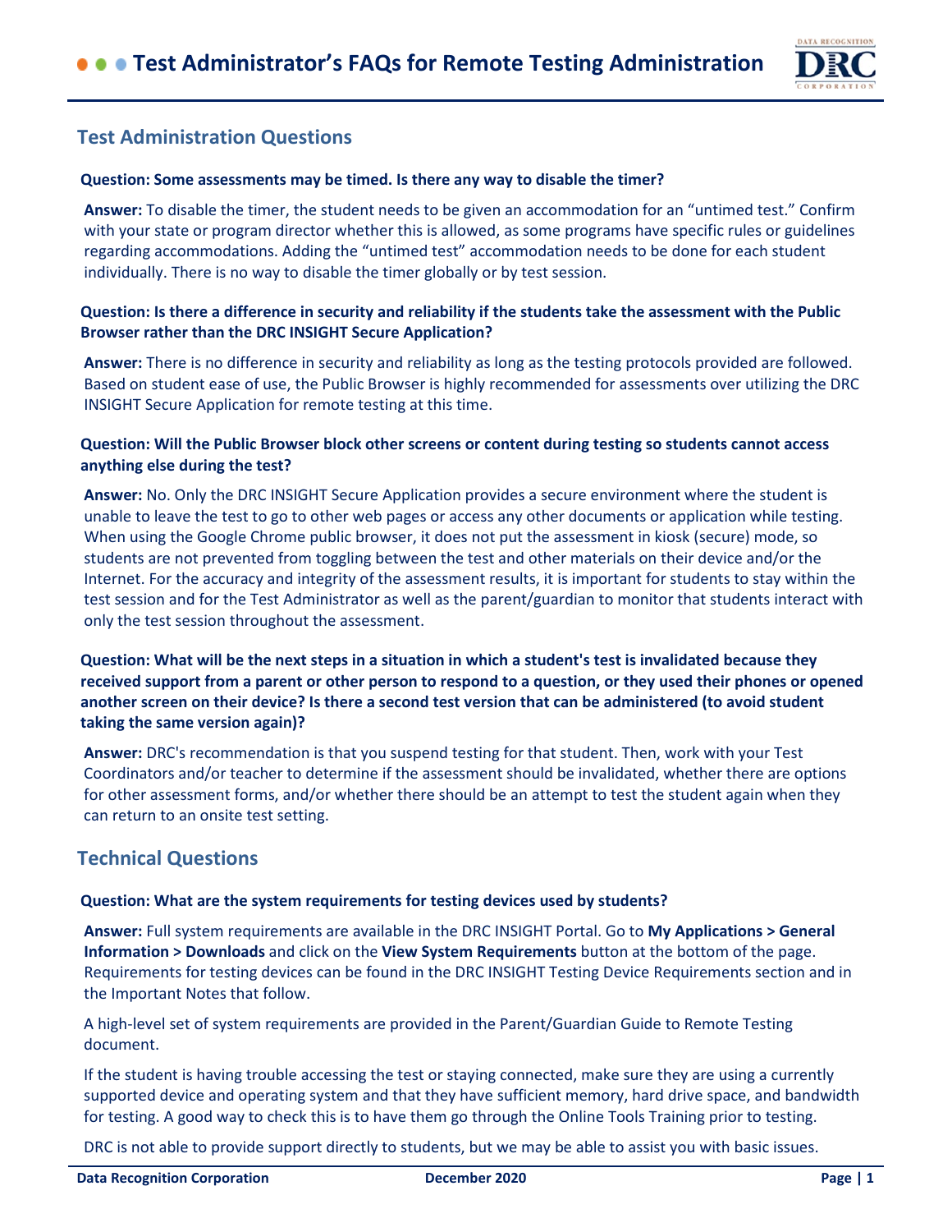# Test Administrator's FAQs for Remote Testing Administration

## Test Administration Questions

**Question: Some assessments may be timed. Is there any way to disable the timer?**

**Answer:** To disable the timer, the student needs to be given an accommodation for an "untimed test." Confirm with your state or program director whether this is allowed, as some programs have specific rules or guidelines regarding accommodations. Adding the "untimed test" accommodation needs to be done for each student individually. There is no way to disable the timer globally or by test session.

**Question: Is there a difference in security and reliability if the students take the assessment with the Public Browser rather than the DRC INSIGHT Secure Application?**

**Answer:** There is no difference in security and reliability as long as the testing protocols provided are followed. Based on student ease of use, the Public Browser is highly recommended for assessments over utilizing the DRC INSIGHT Secure Application for remote testing at this time.

**Question: Will the Public Browser block other screens or content during testing so students cannot access anything else during the test?**

**Answer:** No. Only the DRC INSIGHT Secure Application provides a secure environment where the student is unable to leave the test to go to other web pages or access any other documents or application while testing. When using the Google Chrome public browser, it does not put the assessment in kiosk (secure) mode, so students are not prevented from toggling between the test and other materials on their device and/or the Internet. For the accuracy and integrity of the assessment results, it is important for students to stay within the test session and for the Test Administrator as well as the parent/guardian to monitor that students interact with only the test session throughout the assessment.

**Question: What will be the next steps in a situation in which a student's test is invalidated because they received support from a parent or other person to respond to a question, or they used their phones or opened another screen on their device? Is there a second test version that can be administered (to avoid student taking the same version again)?**

**Answer:** DRC's recommendation is that you suspend testing for that student. Then, work with your Test Coordinators and/or teacher to determine if the assessment should be invalidated, whether there are options for other assessment forms, and/or whether there should be an attempt to test the student again when they can return to an onsite test setting.

## Technical Questions

**Question: What are the system requirements for testing devices used by students?**

**Answer:** Full system requirements are available in the DRC INSIGHT Portal. Go to **My Applications > General Information > Downloads** and click on the **View System Requirements** button at the bottom of the page. Requirements for testing devices can be found in the DRC INSIGHT Testing Device Requirements section and in the Important Notes that follow.

A high-level set of system requirements are provided in the Parent/Guardian Guide to Remote Testing document.

If the student is having trouble accessing the test or staying connected, make sure they are using a currently supported device and operating system and that they have sufficient memory, hard drive space, and bandwidth for testing. A good way to check this is to have them go through the Online Tools Training prior to testing.

DRC is not able to provide support directly to students, but we may be able to assist you with basic issues.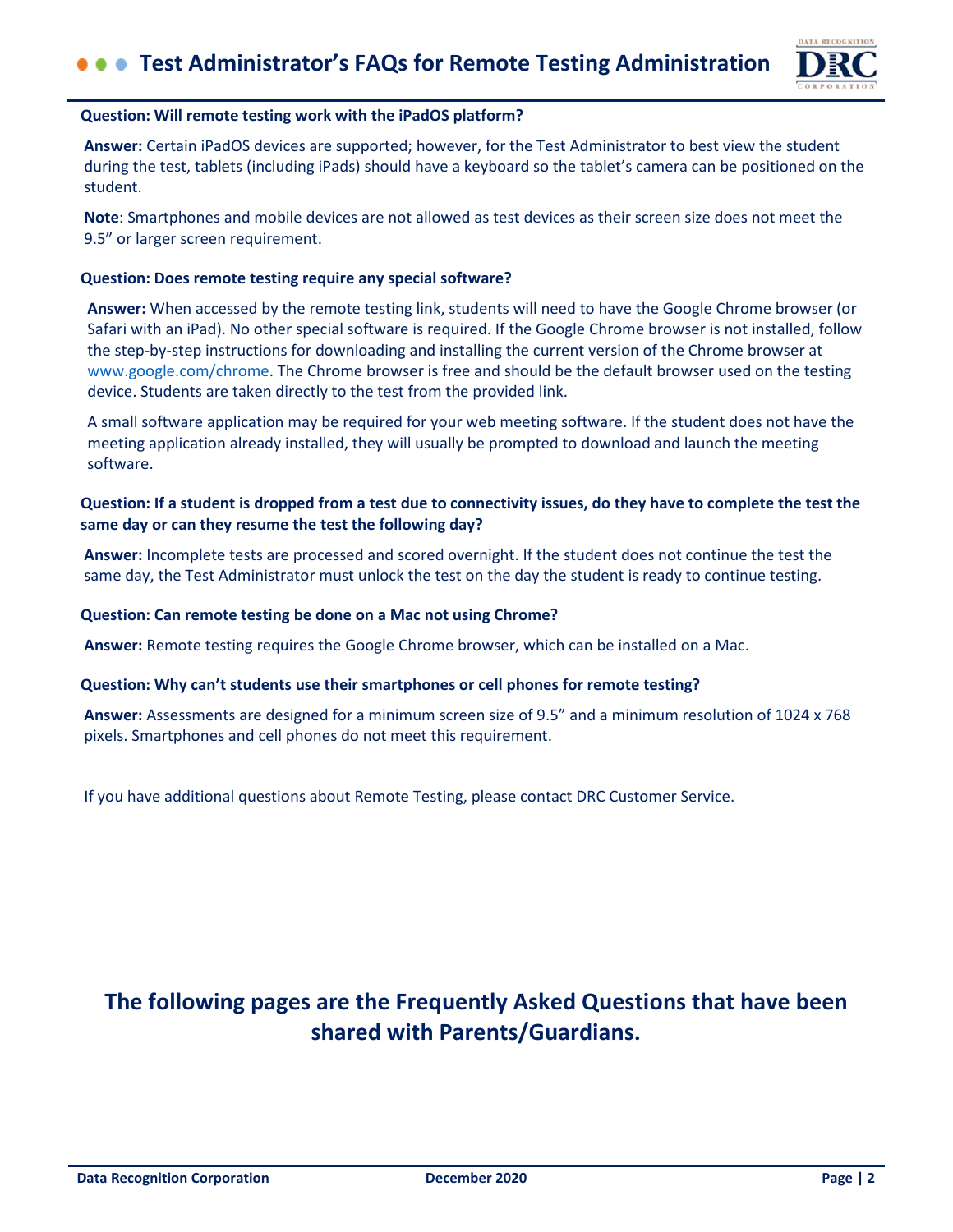**Question: Will remote testing work with the iPadOS platform?**

**Answer:** Certain iPadOS devices are supported; however, for the Test Administrator to best view the student during the test, tablets (including iPads) should have a keyboard so the tablet's camera can be positioned on the student.

**Note**: Smartphones and mobile devices are not allowed as test devices as their screen size does not meet the 9.5" or larger screen requirement.

**Question: Does remote testing require any special software?**

**Answer:** When accessed by the remote testing link, students will need to have the Google Chrome browser (or Safari with an iPad). No other special software is required. If the Google Chrome browser is not installed, follow the step-by-step instructions for downloading and installing the current version of the Chrome browser at [www.google.com/chrome](http://www.google.com/chrome). The Chrome browser is free and should be the default browser used on the testing device. Students are taken directly to the test from the provided link.

A small software application may be required for your web meeting software. If the student does not have the meeting application already installed, they will usually be prompted to download and launch the meeting software.

**Question: If a student is dropped from a test due to connectivity issues, do they have to complete the test the same day or can they resume the test the following day?**

**Answer:** Incomplete tests are processed and scored overnight. If the student does not continue the test the same day, the Test Administrator must unlock the test on the day the student is ready to continue testing.

**Question: Can remote testing be done on a Mac not using Chrome?**

**Answer:** Remote testing requires the Google Chrome browser, which can be installed on a Mac.

**Question: Why can't students use their smartphones or cell phones for remote testing?**

**Answer:** Assessments are designed for a minimum screen size of 9.5" and a minimum resolution of 1024 x 768 pixels. Smartphones and cell phones do not meet this requirement.

If you have additional questions about Remote Testing, please contact DRC Customer Service.

## The following pages are the Frequently Asked Questions that have been shared with Parents/Guardians.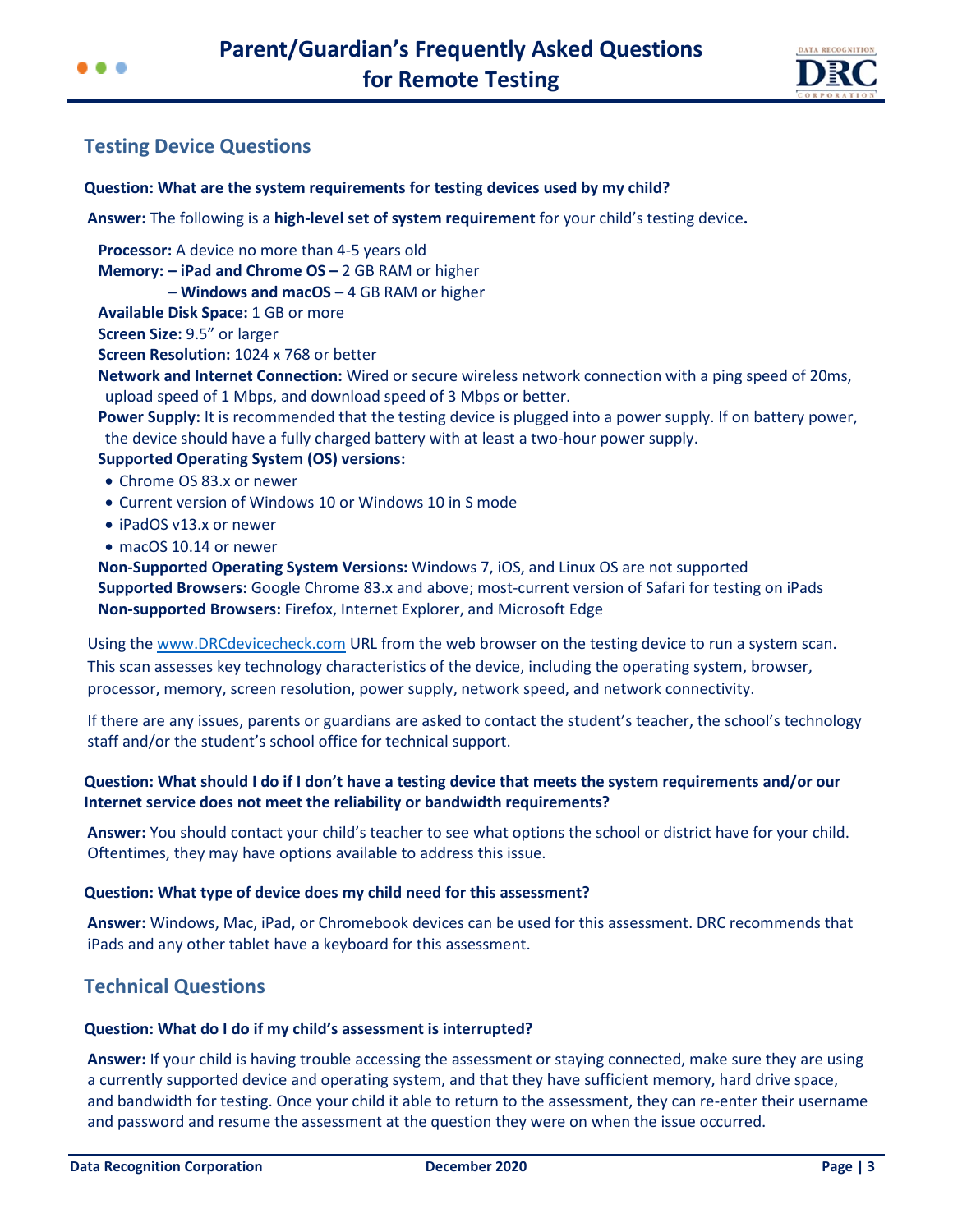## Testing Device Questions

**Question: What are the system requirements for testing devices used by my child?**

**Answer:** The following is a **high-level set of system requirement** for your child's testing device**.**

**Processor:** A device no more than 4-5 years old
**Memory: – iPad and Chrome OS –** 2 GB RAM or higher
**– Windows and macOS –** 4 GB RAM or higher
**Available Disk Space:** 1 GB or more
**Screen Size:** 9.5" or larger
**Screen Resolution:** 1024 x 768 or better
**Network and Internet Connection:** Wired or secure wireless network connection with a ping speed of 20ms, upload speed of 1 Mbps, and download speed of 3 Mbps or better.
**Power Supply:** It is recommended that the testing device is plugged into a power supply. If on battery power, the device should have a fully charged battery with at least a two-hour power supply.
**Supported Operating System (OS) versions:**

- Chrome OS 83.x or newer
- Current version of Windows 10 or Windows 10 in S mode
- iPadOS v13.x or newer
- macOS 10.14 or newer

**Non-Supported Operating System Versions:** Windows 7, iOS, and Linux OS are not supported
**Supported Browsers:** Google Chrome 83.x and above; most-current version of Safari for testing on iPads
**Non-supported Browsers:** Firefox, Internet Explorer, and Microsoft Edge

Using the www.DRCdevicecheck.com URL from the web browser on the testing device to run a system scan. This scan assesses key technology characteristics of the device, including the operating system, browser, processor, memory, screen resolution, power supply, network speed, and network connectivity.

If there are any issues, parents or guardians are asked to contact the student's teacher, the school's technology staff and/or the student's school office for technical support.

**Question: What should I do if I don't have a testing device that meets the system requirements and/or our Internet service does not meet the reliability or bandwidth requirements?**

**Answer:** You should contact your child's teacher to see what options the school or district have for your child. Oftentimes, they may have options available to address this issue.

**Question: What type of device does my child need for this assessment?**

**Answer:** Windows, Mac, iPad, or Chromebook devices can be used for this assessment. DRC recommends that iPads and any other tablet have a keyboard for this assessment.

## Technical Questions

**Question: What do I do if my child's assessment is interrupted?**

**Answer:** If your child is having trouble accessing the assessment or staying connected, make sure they are using a currently supported device and operating system, and that they have sufficient memory, hard drive space, and bandwidth for testing. Once your child it able to return to the assessment, they can re-enter their username and password and resume the assessment at the question they were on when the issue occurred.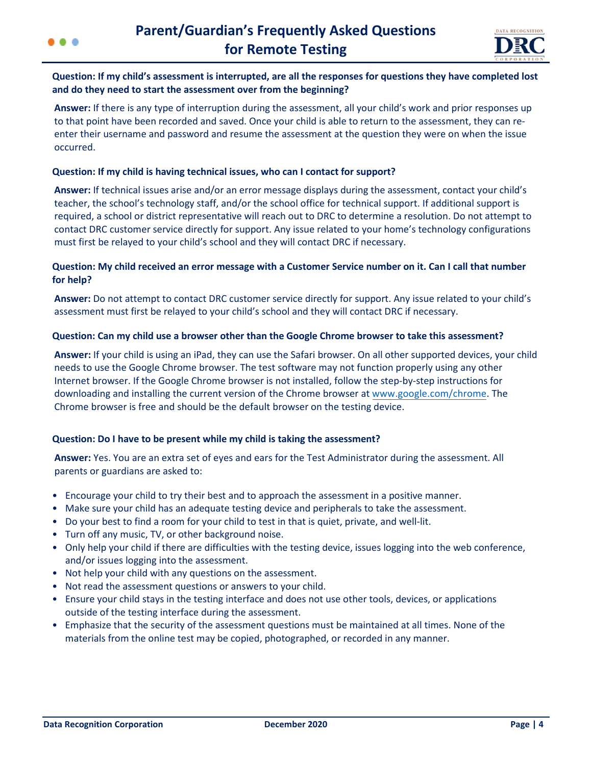**Question: If my child's assessment is interrupted, are all the responses for questions they have completed lost and do they need to start the assessment over from the beginning?**

**Answer:** If there is any type of interruption during the assessment, all your child's work and prior responses up to that point have been recorded and saved. Once your child is able to return to the assessment, they can re-enter their username and password and resume the assessment at the question they were on when the issue occurred.

**Question: If my child is having technical issues, who can I contact for support?**

**Answer:** If technical issues arise and/or an error message displays during the assessment, contact your child's teacher, the school's technology staff, and/or the school office for technical support. If additional support is required, a school or district representative will reach out to DRC to determine a resolution. Do not attempt to contact DRC customer service directly for support. Any issue related to your home's technology configurations must first be relayed to your child's school and they will contact DRC if necessary.

**Question: My child received an error message with a Customer Service number on it. Can I call that number for help?**

**Answer:** Do not attempt to contact DRC customer service directly for support. Any issue related to your child's assessment must first be relayed to your child's school and they will contact DRC if necessary.

**Question: Can my child use a browser other than the Google Chrome browser to take this assessment?**

**Answer:** If your child is using an iPad, they can use the Safari browser. On all other supported devices, your child needs to use the Google Chrome browser. The test software may not function properly using any other Internet browser. If the Google Chrome browser is not installed, follow the step-by-step instructions for downloading and installing the current version of the Chrome browser at [www.google.com/chrome](http://www.google.com/chrome). The Chrome browser is free and should be the default browser on the testing device.

**Question: Do I have to be present while my child is taking the assessment?**

**Answer:** Yes. You are an extra set of eyes and ears for the Test Administrator during the assessment. All parents or guardians are asked to:

- Encourage your child to try their best and to approach the assessment in a positive manner.
- Make sure your child has an adequate testing device and peripherals to take the assessment.
- Do your best to find a room for your child to test in that is quiet, private, and well-lit.
- Turn off any music, TV, or other background noise.
- Only help your child if there are difficulties with the testing device, issues logging into the web conference, and/or issues logging into the assessment.
- Not help your child with any questions on the assessment.
- Not read the assessment questions or answers to your child.
- Ensure your child stays in the testing interface and does not use other tools, devices, or applications outside of the testing interface during the assessment.
- Emphasize that the security of the assessment questions must be maintained at all times. None of the materials from the online test may be copied, photographed, or recorded in any manner.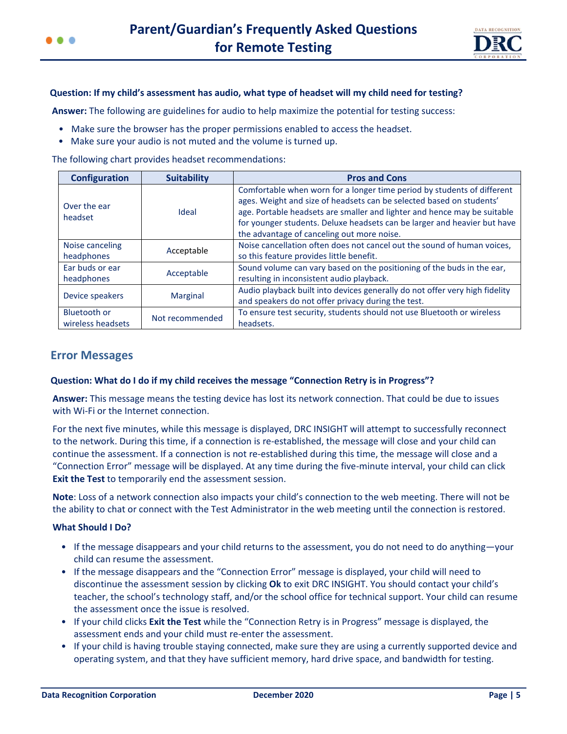**Question: If my child's assessment has audio, what type of headset will my child need for testing?**

**Answer:** The following are guidelines for audio to help maximize the potential for testing success:

- Make sure the browser has the proper permissions enabled to access the headset.
- Make sure your audio is not muted and the volume is turned up.

The following chart provides headset recommendations:

| Configuration | Suitability | Pros and Cons |
|---|---|---|
| Over the ear headset | Ideal | Comfortable when worn for a longer time period by students of different ages. Weight and size of headsets can be selected based on students' age. Portable headsets are smaller and lighter and hence may be suitable for younger students. Deluxe headsets can be larger and heavier but have the advantage of canceling out more noise. |
| Noise canceling headphones | Acceptable | Noise cancellation often does not cancel out the sound of human voices, so this feature provides little benefit. |
| Ear buds or ear headphones | Acceptable | Sound volume can vary based on the positioning of the buds in the ear, resulting in inconsistent audio playback. |
| Device speakers | Marginal | Audio playback built into devices generally do not offer very high fidelity and speakers do not offer privacy during the test. |
| Bluetooth or wireless headsets | Not recommended | To ensure test security, students should not use Bluetooth or wireless headsets. |

## Error Messages

**Question: What do I do if my child receives the message "Connection Retry is in Progress"?**

**Answer:** This message means the testing device has lost its network connection. That could be due to issues with Wi-Fi or the Internet connection.

For the next five minutes, while this message is displayed, DRC INSIGHT will attempt to successfully reconnect to the network. During this time, if a connection is re-established, the message will close and your child can continue the assessment. If a connection is not re-established during this time, the message will close and a "Connection Error" message will be displayed. At any time during the five-minute interval, your child can click **Exit the Test** to temporarily end the assessment session.

**Note**: Loss of a network connection also impacts your child's connection to the web meeting. There will not be the ability to chat or connect with the Test Administrator in the web meeting until the connection is restored.

**What Should I Do?**

- If the message disappears and your child returns to the assessment, you do not need to do anything—your child can resume the assessment.
- If the message disappears and the "Connection Error" message is displayed, your child will need to discontinue the assessment session by clicking **Ok** to exit DRC INSIGHT. You should contact your child's teacher, the school's technology staff, and/or the school office for technical support. Your child can resume the assessment once the issue is resolved.
- If your child clicks **Exit the Test** while the "Connection Retry is in Progress" message is displayed, the assessment ends and your child must re-enter the assessment.
- If your child is having trouble staying connected, make sure they are using a currently supported device and operating system, and that they have sufficient memory, hard drive space, and bandwidth for testing.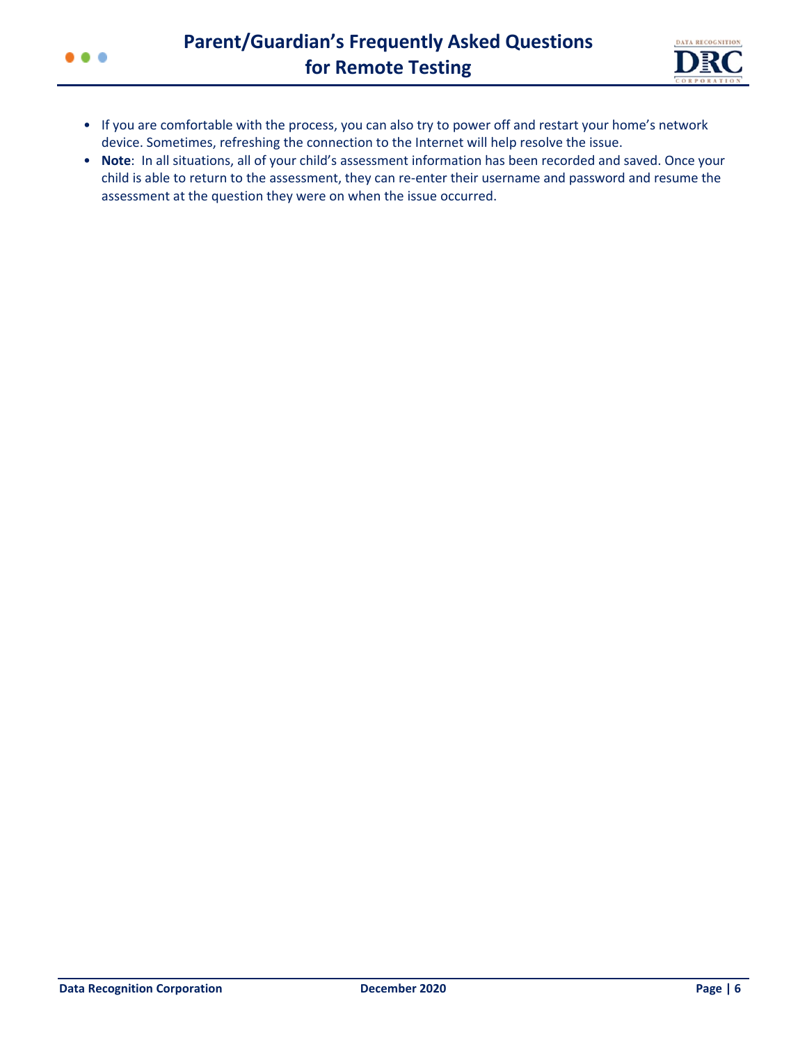- If you are comfortable with the process, you can also try to power off and restart your home's network device. Sometimes, refreshing the connection to the Internet will help resolve the issue.
- **Note**: In all situations, all of your child's assessment information has been recorded and saved. Once your child is able to return to the assessment, they can re-enter their username and password and resume the assessment at the question they were on when the issue occurred.